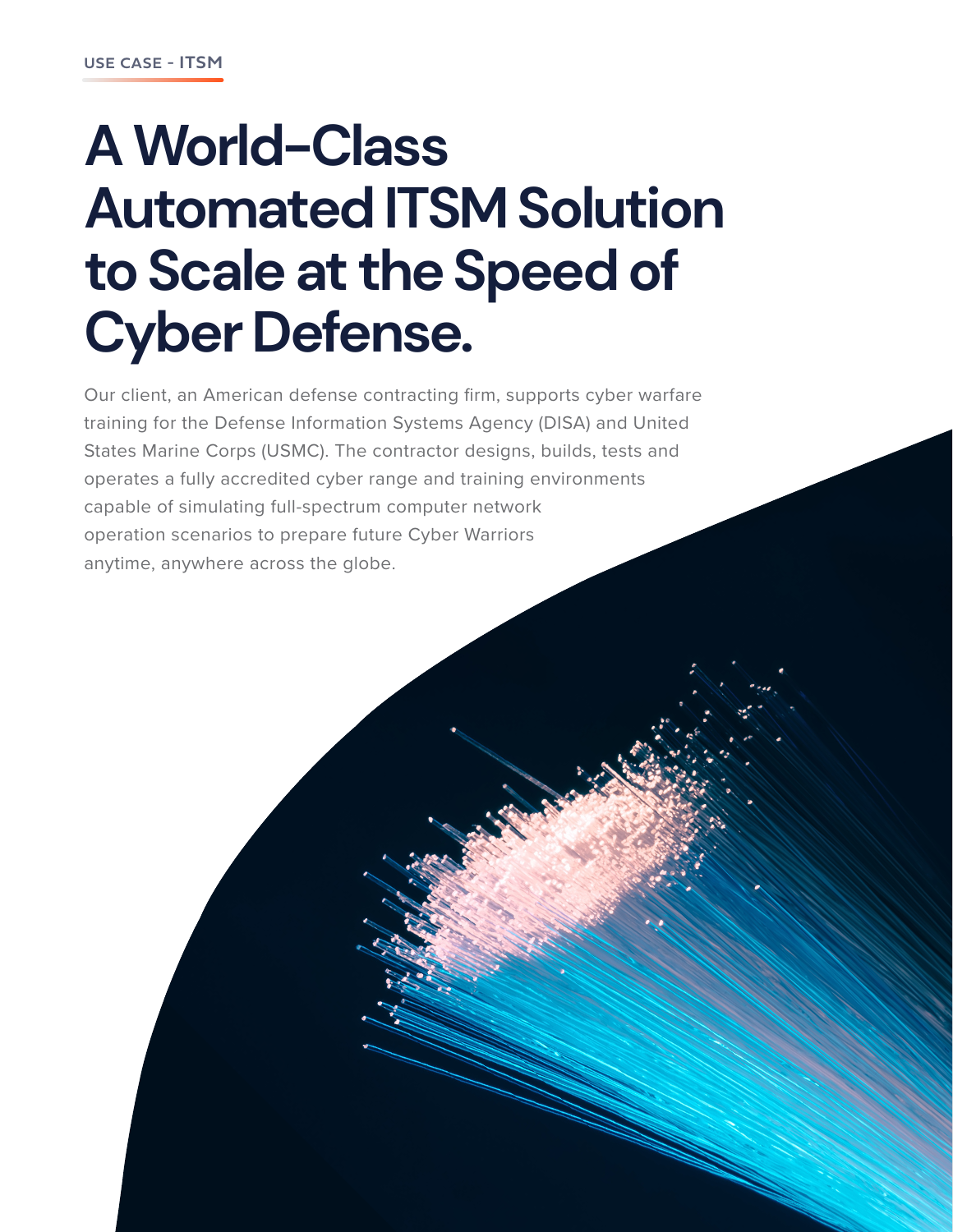USE CASE - ITSM

# A World-Class Automated ITSM Solution to Scale at the Speed of Cyber Defense.

Our client, an American defense contracting firm, supports cyber warfare training for the Defense Information Systems Agency (DISA) and United States Marine Corps (USMC). The contractor designs, builds, tests and operates a fully accredited cyber range and training environments capable of simulating full-spectrum computer network operation scenarios to prepare future Cyber Warriors anytime, anywhere across the globe.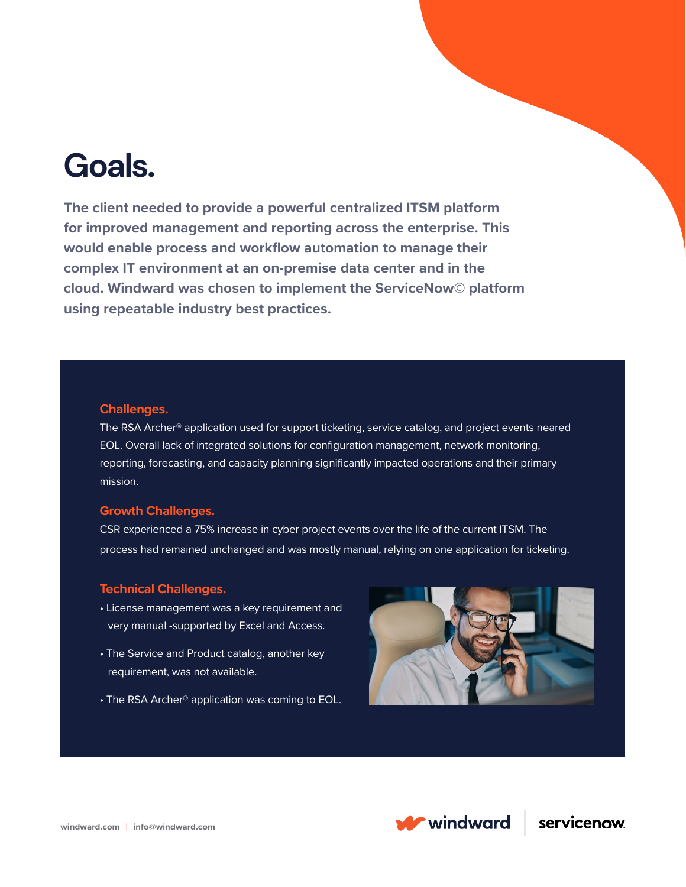# Goals.

**The client needed to provide a powerful centralized ITSM platform for improved management and reporting across the enterprise. This would enable process and workflow automation to manage their complex IT environment at an on-premise data center and in the cloud. Windward was chosen to implement the ServiceNow© platform using repeatable industry best practices.**

## Challenges.

The RSA Archer® application used for support ticketing, service catalog, and project events neared EOL. Overall lack of integrated solutions for configuration management, network monitoring, reporting, forecasting, and capacity planning significantly impacted operations and their primary mission.

## Growth Challenges.

CSR experienced a 75% increase in cyber project events over the life of the current ITSM. The process had remained unchanged and was mostly manual, relying on one application for ticketing.

## Technical Challenges.

- License management was a key requirement and very manual -supported by Excel and Access.
- The Service and Product catalog, another key requirement, was not available.
- The RSA Archer® application was coming to EOL.

windward.com | info@windward.com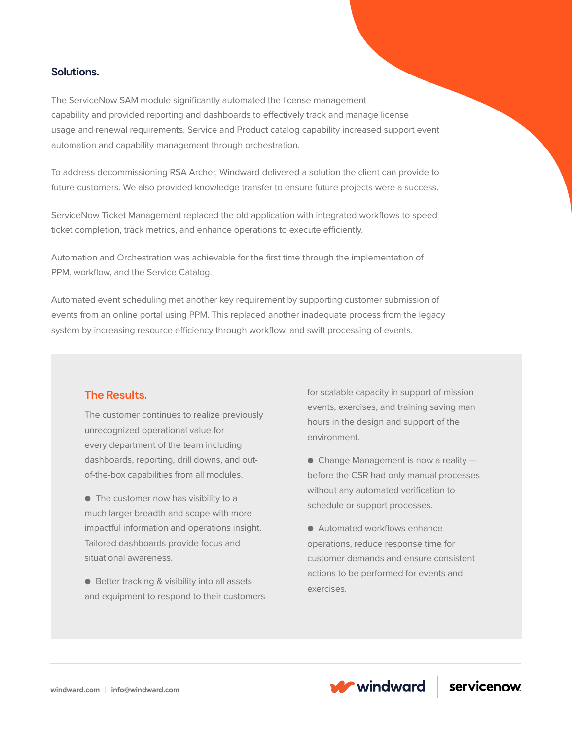## Solutions.

The ServiceNow SAM module significantly automated the license management capability and provided reporting and dashboards to effectively track and manage license usage and renewal requirements. Service and Product catalog capability increased support event automation and capability management through orchestration.

To address decommissioning RSA Archer, Windward delivered a solution the client can provide to future customers. We also provided knowledge transfer to ensure future projects were a success.

ServiceNow Ticket Management replaced the old application with integrated workflows to speed ticket completion, track metrics, and enhance operations to execute efficiently.

Automation and Orchestration was achievable for the first time through the implementation of PPM, workflow, and the Service Catalog.

Automated event scheduling met another key requirement by supporting customer submission of events from an online portal using PPM. This replaced another inadequate process from the legacy system by increasing resource efficiency through workflow, and swift processing of events.

## The Results.

The customer continues to realize previously unrecognized operational value for every department of the team including dashboards, reporting, drill downs, and out-of-the-box capabilities from all modules.

- The customer now has visibility to a much larger breadth and scope with more impactful information and operations insight. Tailored dashboards provide focus and situational awareness.
- Better tracking & visibility into all assets and equipment to respond to their customers for scalable capacity in support of mission events, exercises, and training saving man hours in the design and support of the environment.
- Change Management is now a reality — before the CSR had only manual processes without any automated verification to schedule or support processes.
- Automated workflows enhance operations, reduce response time for customer demands and ensure consistent actions to be performed for events and exercises.

windward.com | info@windward.com

windward | servicenow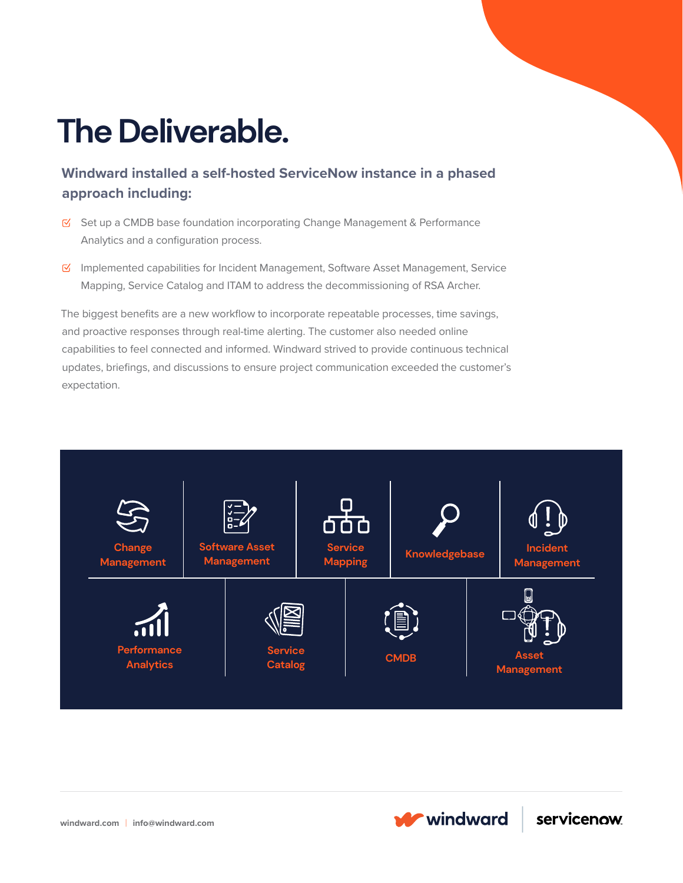# The Deliverable.

**Windward installed a self-hosted ServiceNow instance in a phased approach including:**

- Set up a CMDB base foundation incorporating Change Management & Performance Analytics and a configuration process.
- Implemented capabilities for Incident Management, Software Asset Management, Service Mapping, Service Catalog and ITAM to address the decommissioning of RSA Archer.

The biggest benefits are a new workflow to incorporate repeatable processes, time savings, and proactive responses through real-time alerting. The customer also needed online capabilities to feel connected and informed. Windward strived to provide continuous technical updates, briefings, and discussions to ensure project communication exceeded the customer's expectation.

Change Management

Software Asset Management

Service Mapping

Knowledgebase

Incident Management

Performance Analytics

Service Catalog

CMDB

Asset Management

windward.com | info@windward.com